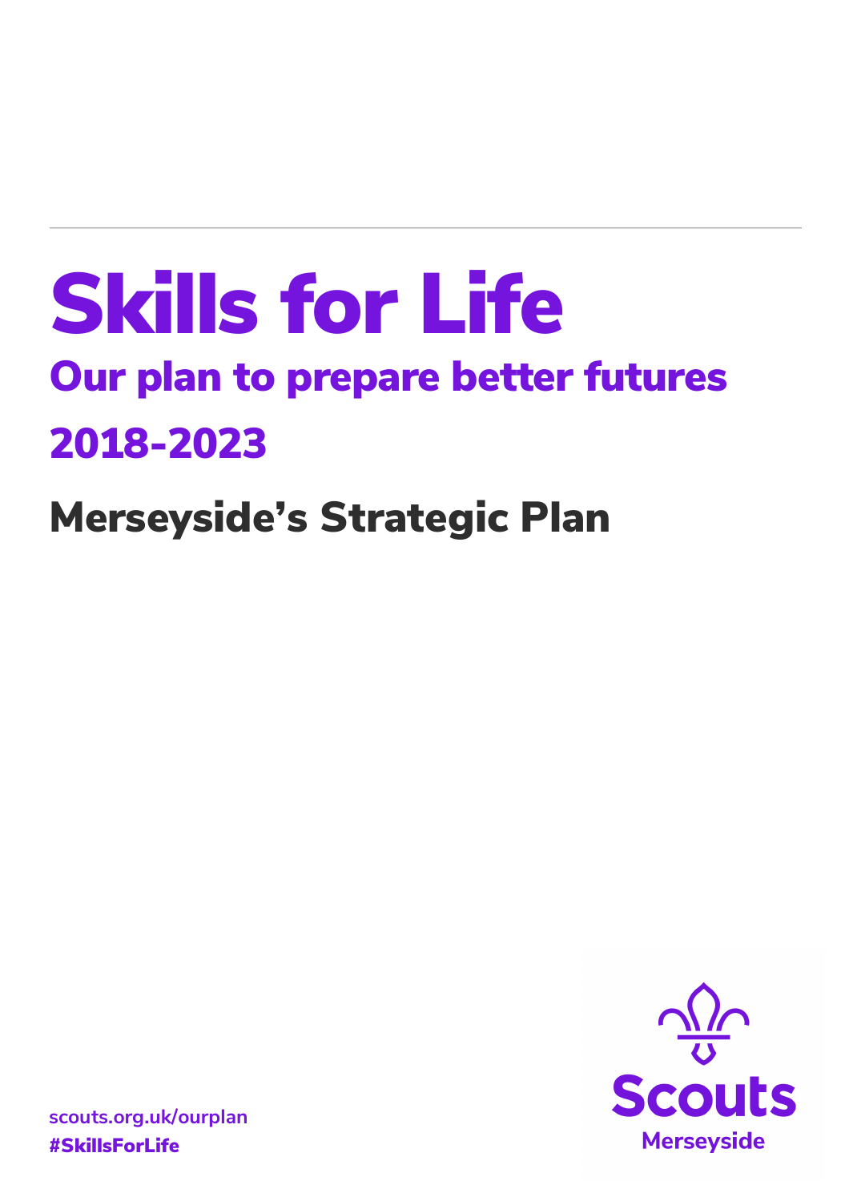# Skills for Life

## Our plan to prepare better futures

## 2018-2023

## Merseyside's Strategic Plan

Scouts

Merseyside

scouts.org.uk/ourplan

**#SkillsForLife**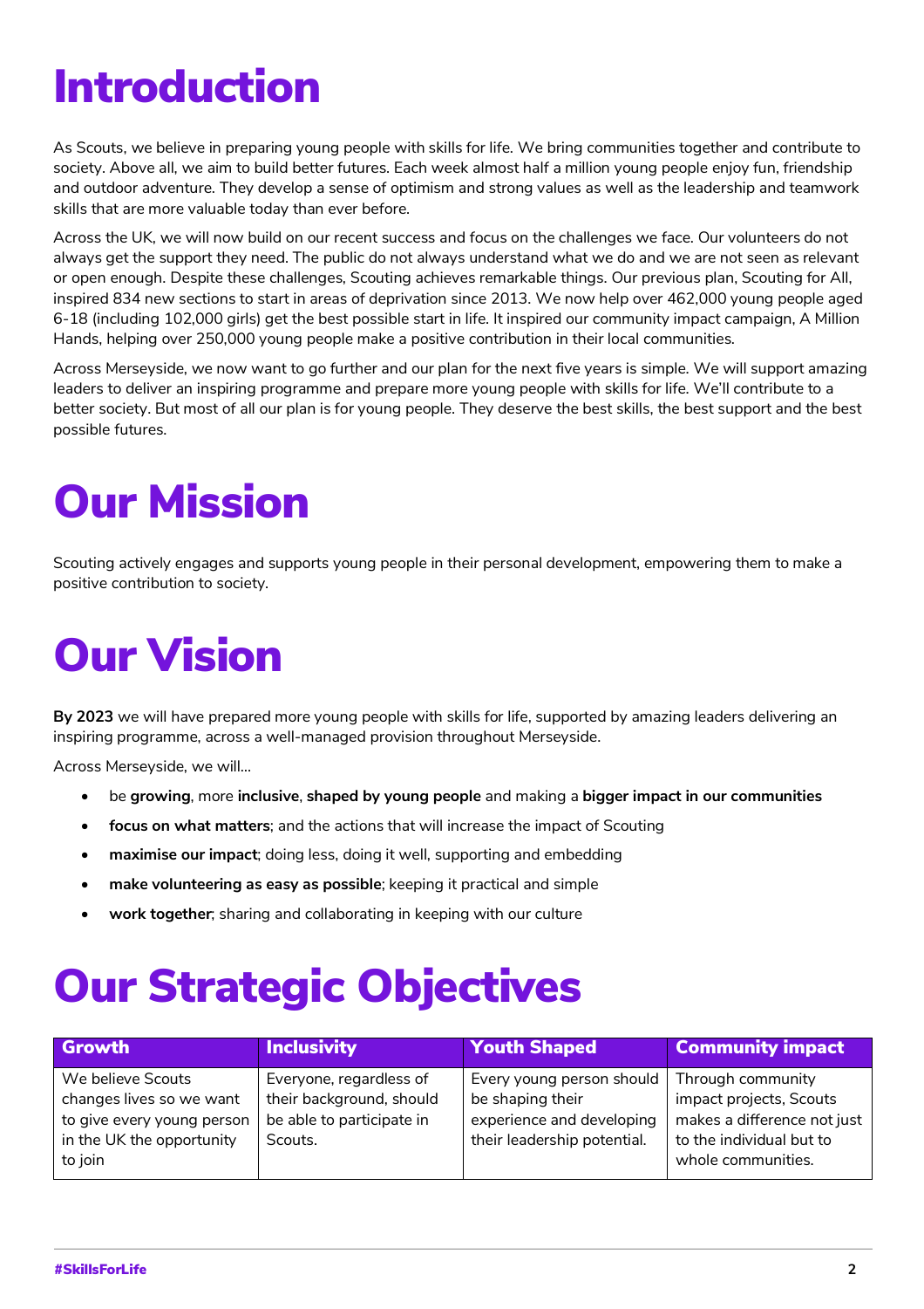# Introduction

As Scouts, we believe in preparing young people with skills for life. We bring communities together and contribute to society. Above all, we aim to build better futures. Each week almost half a million young people enjoy fun, friendship and outdoor adventure. They develop a sense of optimism and strong values as well as the leadership and teamwork skills that are more valuable today than ever before.

Across the UK, we will now build on our recent success and focus on the challenges we face. Our volunteers do not always get the support they need. The public do not always understand what we do and we are not seen as relevant or open enough. Despite these challenges, Scouting achieves remarkable things. Our previous plan, Scouting for All, inspired 834 new sections to start in areas of deprivation since 2013. We now help over 462,000 young people aged 6-18 (including 102,000 girls) get the best possible start in life. It inspired our community impact campaign, A Million Hands, helping over 250,000 young people make a positive contribution in their local communities.

Across Merseyside, we now want to go further and our plan for the next five years is simple. We will support amazing leaders to deliver an inspiring programme and prepare more young people with skills for life. We'll contribute to a better society. But most of all our plan is for young people. They deserve the best skills, the best support and the best possible futures.

# Our Mission

Scouting actively engages and supports young people in their personal development, empowering them to make a positive contribution to society.

# Our Vision

**By 2023** we will have prepared more young people with skills for life, supported by amazing leaders delivering an inspiring programme, across a well-managed provision throughout Merseyside.

Across Merseyside, we will...

- be **growing**, more **inclusive**, **shaped by young people** and making a **bigger impact in our communities**
- **focus on what matters**; and the actions that will increase the impact of Scouting
- **maximise our impact**; doing less, doing it well, supporting and embedding
- **make volunteering as easy as possible**; keeping it practical and simple
- **work together**; sharing and collaborating in keeping with our culture

# Our Strategic Objectives

| Growth | Inclusivity | Youth Shaped | Community impact |
|---|---|---|---|
| We believe Scouts changes lives so we want to give every young person in the UK the opportunity to join | Everyone, regardless of their background, should be able to participate in Scouts. | Every young person should be shaping their experience and developing their leadership potential. | Through community impact projects, Scouts makes a difference not just to the individual but to whole communities. |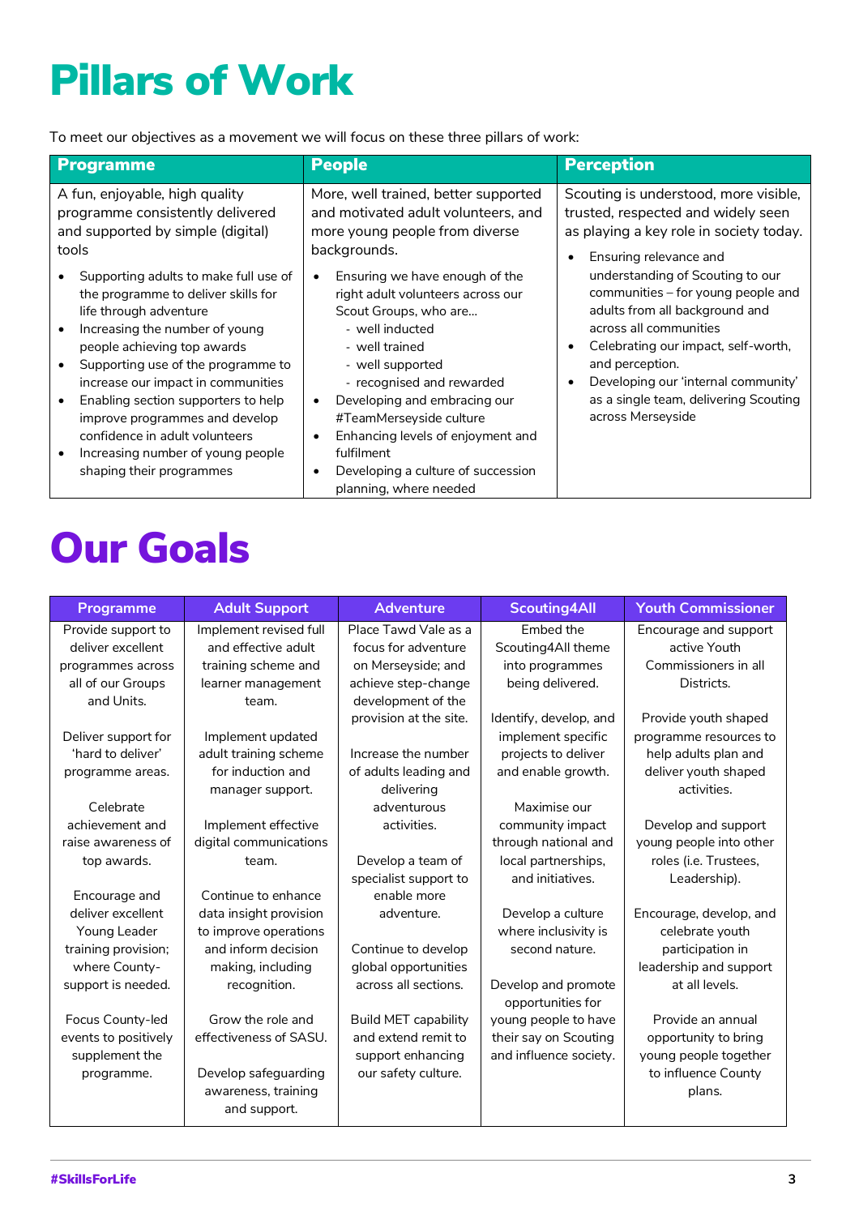# Pillars of Work

To meet our objectives as a movement we will focus on these three pillars of work:

| Programme | People | Perception |
|---|---|---|
| A fun, enjoyable, high quality programme consistently delivered and supported by simple (digital) tools<br><br>• Supporting adults to make full use of the programme to deliver skills for life through adventure<br>• Increasing the number of young people achieving top awards<br>• Supporting use of the programme to increase our impact in communities<br>• Enabling section supporters to help improve programmes and develop confidence in adult volunteers<br>• Increasing number of young people shaping their programmes | More, well trained, better supported and motivated adult volunteers, and more young people from diverse backgrounds.<br><br>• Ensuring we have enough of the right adult volunteers across our Scout Groups, who are…<br>  - well inducted<br>  - well trained<br>  - well supported<br>  - recognised and rewarded<br>• Developing and embracing our #TeamMerseyside culture<br>• Enhancing levels of enjoyment and fulfilment<br>• Developing a culture of succession planning, where needed | Scouting is understood, more visible, trusted, respected and widely seen as playing a key role in society today.<br><br>• Ensuring relevance and understanding of Scouting to our communities – for young people and adults from all background and across all communities<br>• Celebrating our impact, self-worth, and perception.<br>• Developing our 'internal community' as a single team, delivering Scouting across Merseyside |

# Our Goals

| Programme | Adult Support | Adventure | Scouting4All | Youth Commissioner |
|---|---|---|---|---|
| Provide support to deliver excellent programmes across all of our Groups and Units.<br><br>Deliver support for 'hard to deliver' programme areas.<br><br>Celebrate achievement and raise awareness of top awards.<br><br>Encourage and deliver excellent Young Leader training provision; where County-support is needed.<br><br>Focus County-led events to positively supplement the programme. | Implement revised full and effective adult training scheme and learner management team.<br><br>Implement updated adult training scheme for induction and manager support.<br><br>Implement effective digital communications team.<br><br>Continue to enhance data insight provision to improve operations and inform decision making, including recognition.<br><br>Grow the role and effectiveness of SASU.<br><br>Develop safeguarding awareness, training and support. | Place Tawd Vale as a focus for adventure on Merseyside; and achieve step-change development of the provision at the site.<br><br>Increase the number of adults leading and delivering adventurous activities.<br><br>Develop a team of specialist support to enable more adventure.<br><br>Continue to develop global opportunities across all sections.<br><br>Build MET capability and extend remit to support enhancing our safety culture. | Embed the Scouting4All theme into programmes being delivered.<br><br>Identify, develop, and implement specific projects to deliver and enable growth.<br><br>Maximise our community impact through national and local partnerships, and initiatives.<br><br>Develop a culture where inclusivity is second nature.<br><br>Develop and promote opportunities for young people to have their say on Scouting and influence society. | Encourage and support active Youth Commissioners in all Districts.<br><br>Provide youth shaped programme resources to help adults plan and deliver youth shaped activities.<br><br>Develop and support young people into other roles (i.e. Trustees, Leadership).<br><br>Encourage, develop, and celebrate youth participation in leadership and support at all levels.<br><br>Provide an annual opportunity to bring young people together to influence County plans. |

#SkillsForLife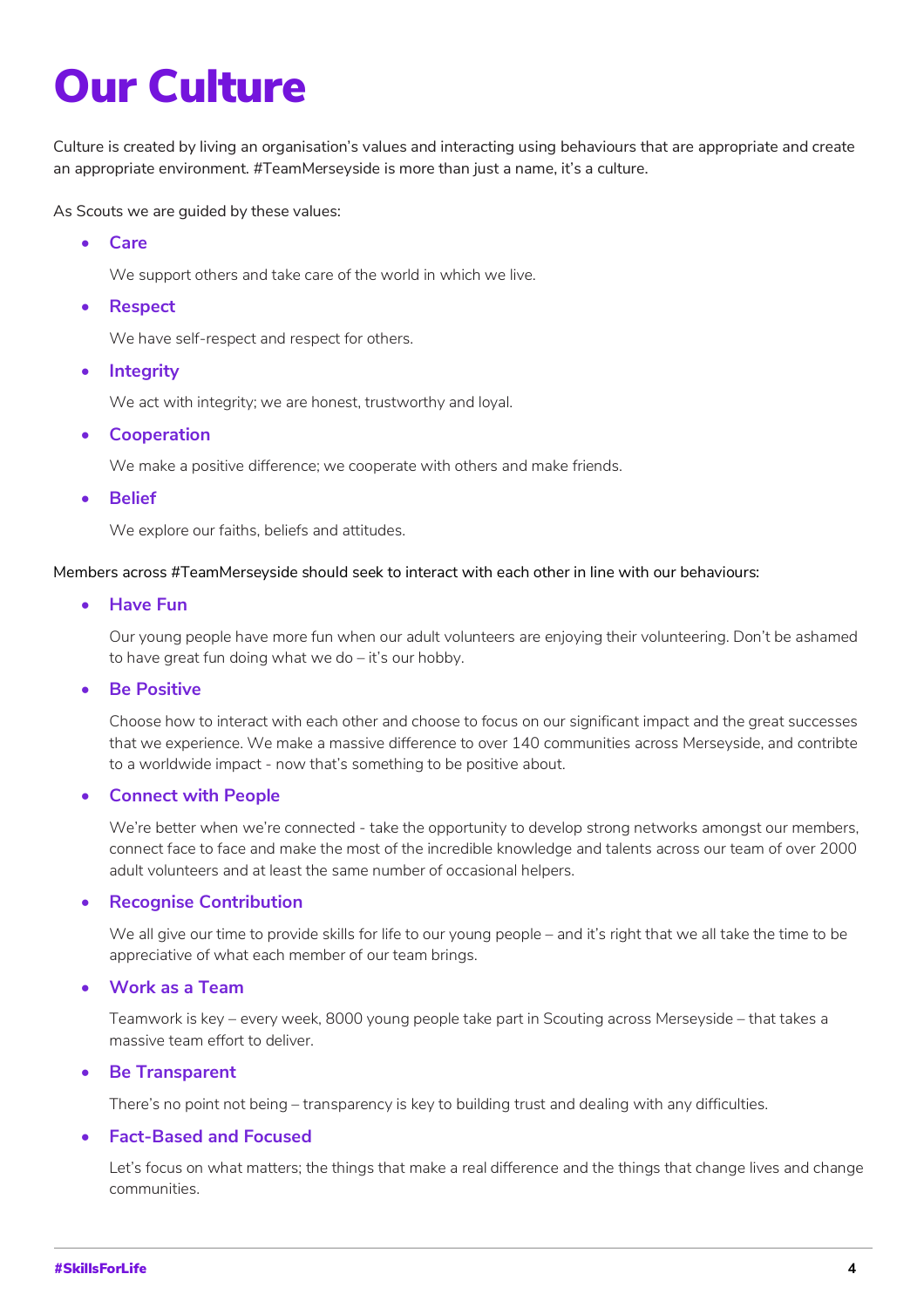# Our Culture

Culture is created by living an organisation's values and interacting using behaviours that are appropriate and create an appropriate environment. #TeamMerseyside is more than just a name, it's a culture.

As Scouts we are guided by these values:

- **Care**

  We support others and take care of the world in which we live.

- **Respect**

  We have self-respect and respect for others.

- **Integrity**

  We act with integrity; we are honest, trustworthy and loyal.

- **Cooperation**

  We make a positive difference; we cooperate with others and make friends.

- **Belief**

  We explore our faiths, beliefs and attitudes.

Members across #TeamMerseyside should seek to interact with each other in line with our behaviours:

- **Have Fun**

  Our young people have more fun when our adult volunteers are enjoying their volunteering. Don't be ashamed to have great fun doing what we do – it's our hobby.

- **Be Positive**

  Choose how to interact with each other and choose to focus on our significant impact and the great successes that we experience. We make a massive difference to over 140 communities across Merseyside, and contribte to a worldwide impact - now that's something to be positive about.

- **Connect with People**

  We're better when we're connected - take the opportunity to develop strong networks amongst our members, connect face to face and make the most of the incredible knowledge and talents across our team of over 2000 adult volunteers and at least the same number of occasional helpers.

- **Recognise Contribution**

  We all give our time to provide skills for life to our young people – and it's right that we all take the time to be appreciative of what each member of our team brings.

- **Work as a Team**

  Teamwork is key – every week, 8000 young people take part in Scouting across Merseyside – that takes a massive team effort to deliver.

- **Be Transparent**

  There's no point not being – transparency is key to building trust and dealing with any difficulties.

- **Fact-Based and Focused**

  Let's focus on what matters; the things that make a real difference and the things that change lives and change communities.